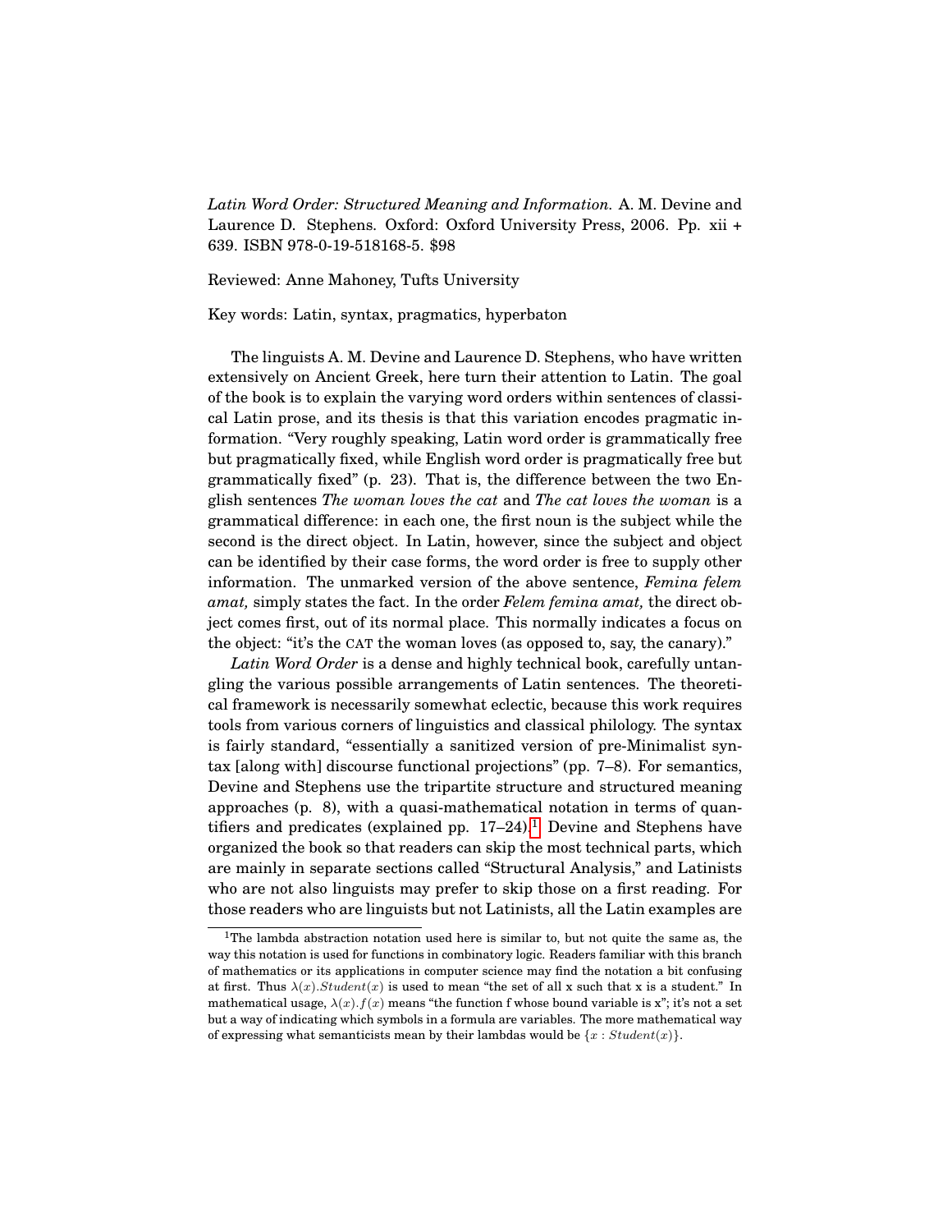*Latin Word Order: Structured Meaning and Information.* A. M. Devine and Laurence D. Stephens. Oxford: Oxford University Press, 2006. Pp. xii + 639. ISBN 978-0-19-518168-5. $98

Reviewed: Anne Mahoney, Tufts University

Key words: Latin, syntax, pragmatics, hyperbaton

The linguists A. M. Devine and Laurence D. Stephens, who have written extensively on Ancient Greek, here turn their attention to Latin. The goal of the book is to explain the varying word orders within sentences of classical Latin prose, and its thesis is that this variation encodes pragmatic information. "Very roughly speaking, Latin word order is grammatically free but pragmatically fixed, while English word order is pragmatically free but grammatically fixed" (p. 23). That is, the difference between the two English sentences *The woman loves the cat* and *The cat loves the woman* is a grammatical difference: in each one, the first noun is the subject while the second is the direct object. In Latin, however, since the subject and object can be identified by their case forms, the word order is free to supply other information. The unmarked version of the above sentence, *Femina felem amat,* simply states the fact. In the order *Felem femina amat,* the direct object comes first, out of its normal place. This normally indicates a focus on the object: "it's the CAT the woman loves (as opposed to, say, the canary)."

*Latin Word Order* is a dense and highly technical book, carefully untangling the various possible arrangements of Latin sentences. The theoretical framework is necessarily somewhat eclectic, because this work requires tools from various corners of linguistics and classical philology. The syntax is fairly standard, "essentially a sanitized version of pre-Minimalist syntax [along with] discourse functional projections" (pp. 7–8). For semantics, Devine and Stephens use the tripartite structure and structured meaning approaches (p. 8), with a quasi-mathematical notation in terms of quantifiers and predicates (explained pp. 17–24).[1] Devine and Stephens have organized the book so that readers can skip the most technical parts, which are mainly in separate sections called "Structural Analysis," and Latinists who are not also linguists may prefer to skip those on a first reading. For those readers who are linguists but not Latinists, all the Latin examples are

---

[1] The lambda abstraction notation used here is similar to, but not quite the same as, the way this notation is used for functions in combinatory logic. Readers familiar with this branch of mathematics or its applications in computer science may find the notation a bit confusing at first. Thus $\lambda(x).Student(x)$ is used to mean "the set of all x such that x is a student." In mathematical usage, $\lambda(x).f(x)$ means "the function f whose bound variable is x"; it's not a set but a way of indicating which symbols in a formula are variables. The more mathematical way of expressing what semanticists mean by their lambdas would be $\{x : Student(x)\}$.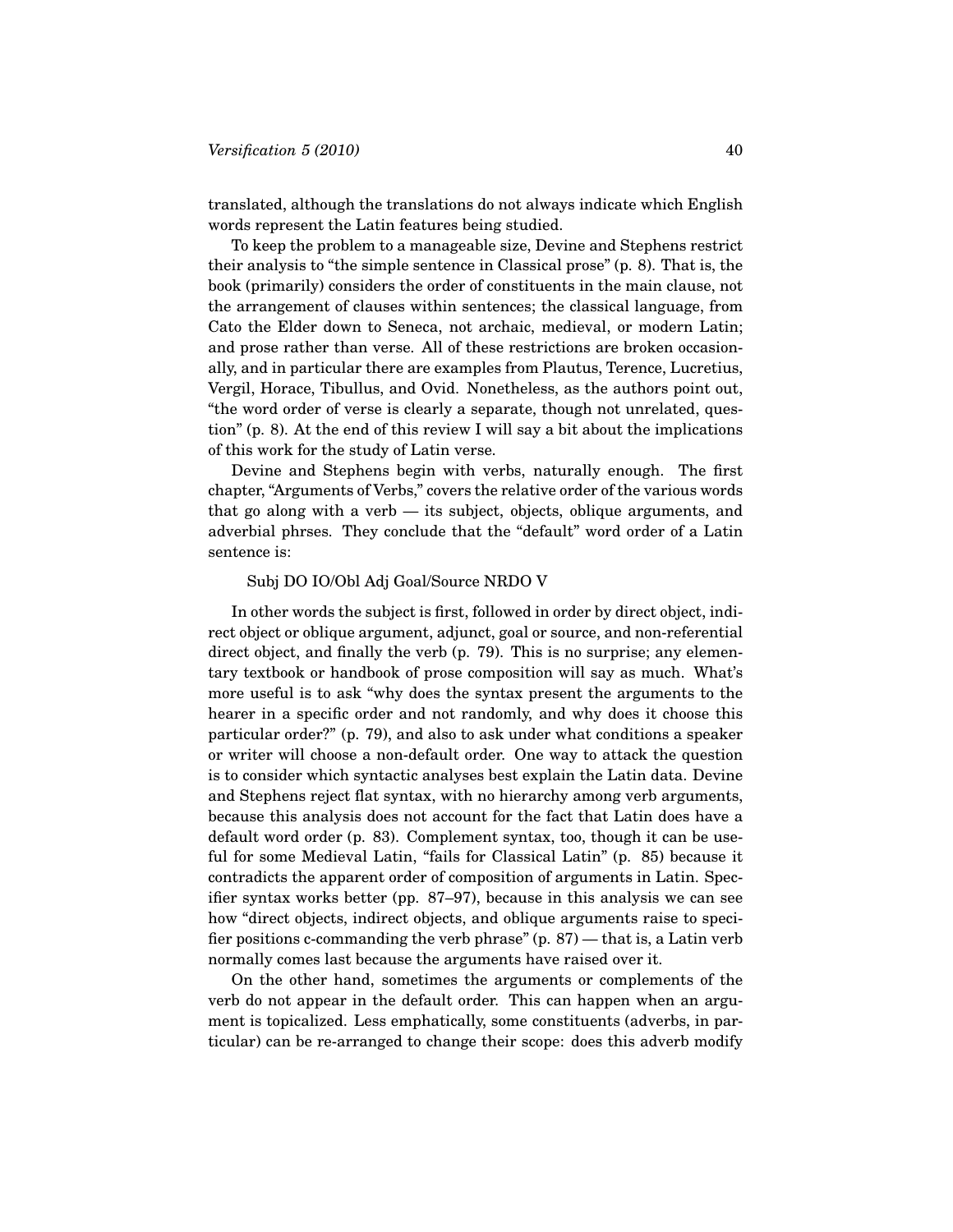translated, although the translations do not always indicate which English words represent the Latin features being studied.

To keep the problem to a manageable size, Devine and Stephens restrict their analysis to "the simple sentence in Classical prose" (p. 8). That is, the book (primarily) considers the order of constituents in the main clause, not the arrangement of clauses within sentences; the classical language, from Cato the Elder down to Seneca, not archaic, medieval, or modern Latin; and prose rather than verse. All of these restrictions are broken occasionally, and in particular there are examples from Plautus, Terence, Lucretius, Vergil, Horace, Tibullus, and Ovid. Nonetheless, as the authors point out, "the word order of verse is clearly a separate, though not unrelated, question" (p. 8). At the end of this review I will say a bit about the implications of this work for the study of Latin verse.

Devine and Stephens begin with verbs, naturally enough. The first chapter, "Arguments of Verbs," covers the relative order of the various words that go along with a verb — its subject, objects, oblique arguments, and adverbial phrses. They conclude that the "default" word order of a Latin sentence is:

> Subj DO IO/Obl Adj Goal/Source NRDO V

In other words the subject is first, followed in order by direct object, indirect object or oblique argument, adjunct, goal or source, and non-referential direct object, and finally the verb (p. 79). This is no surprise; any elementary textbook or handbook of prose composition will say as much. What's more useful is to ask "why does the syntax present the arguments to the hearer in a specific order and not randomly, and why does it choose this particular order?" (p. 79), and also to ask under what conditions a speaker or writer will choose a non-default order. One way to attack the question is to consider which syntactic analyses best explain the Latin data. Devine and Stephens reject flat syntax, with no hierarchy among verb arguments, because this analysis does not account for the fact that Latin does have a default word order (p. 83). Complement syntax, too, though it can be useful for some Medieval Latin, "fails for Classical Latin" (p. 85) because it contradicts the apparent order of composition of arguments in Latin. Specifier syntax works better (pp. 87–97), because in this analysis we can see how "direct objects, indirect objects, and oblique arguments raise to specifier positions c-commanding the verb phrase" (p. 87) — that is, a Latin verb normally comes last because the arguments have raised over it.

On the other hand, sometimes the arguments or complements of the verb do not appear in the default order. This can happen when an argument is topicalized. Less emphatically, some constituents (adverbs, in particular) can be re-arranged to change their scope: does this adverb modify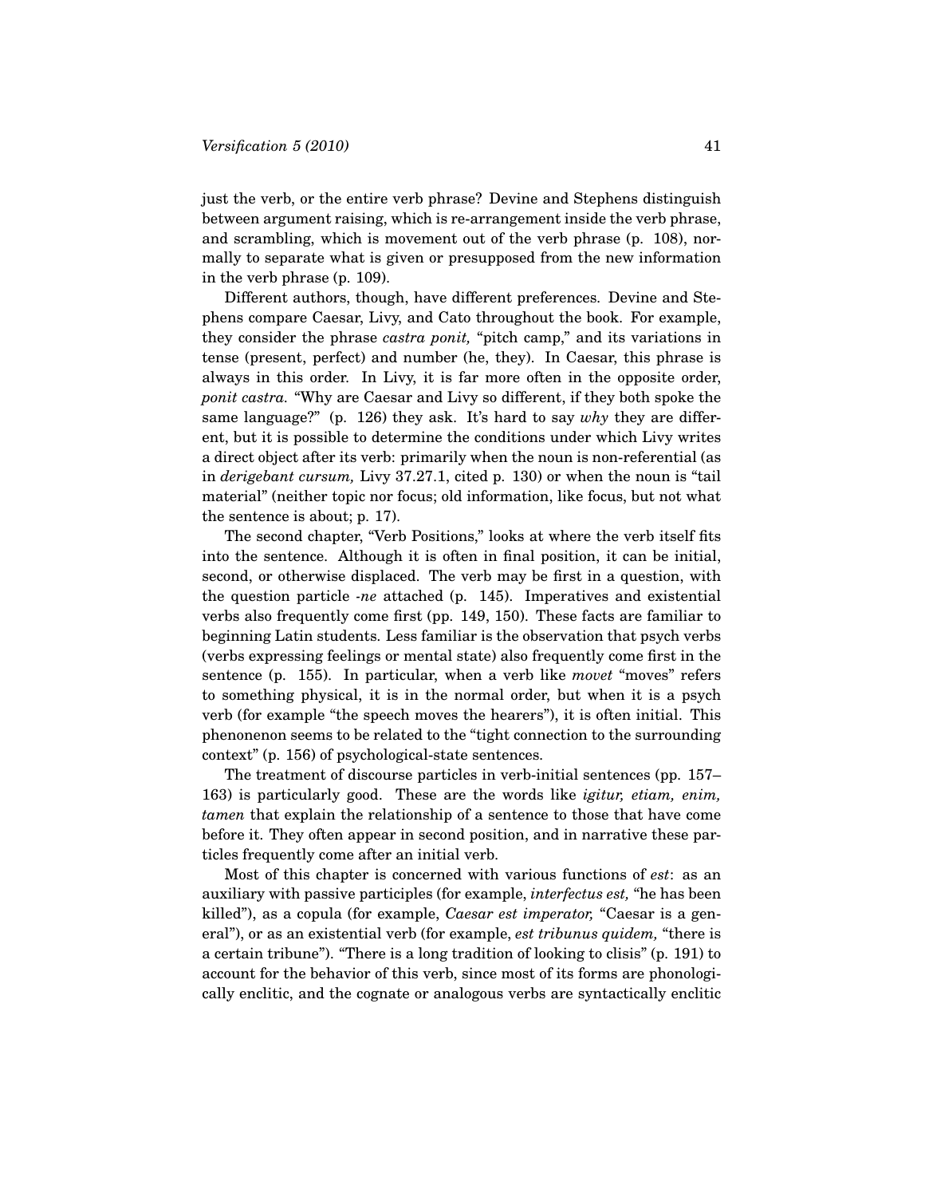just the verb, or the entire verb phrase? Devine and Stephens distinguish between argument raising, which is re-arrangement inside the verb phrase, and scrambling, which is movement out of the verb phrase (p. 108), normally to separate what is given or presupposed from the new information in the verb phrase (p. 109).

Different authors, though, have different preferences. Devine and Stephens compare Caesar, Livy, and Cato throughout the book. For example, they consider the phrase *castra ponit,* "pitch camp," and its variations in tense (present, perfect) and number (he, they). In Caesar, this phrase is always in this order. In Livy, it is far more often in the opposite order, *ponit castra.* "Why are Caesar and Livy so different, if they both spoke the same language?" (p. 126) they ask. It's hard to say *why* they are different, but it is possible to determine the conditions under which Livy writes a direct object after its verb: primarily when the noun is non-referential (as in *derigebant cursum,* Livy 37.27.1, cited p. 130) or when the noun is "tail material" (neither topic nor focus; old information, like focus, but not what the sentence is about; p. 17).

The second chapter, "Verb Positions," looks at where the verb itself fits into the sentence. Although it is often in final position, it can be initial, second, or otherwise displaced. The verb may be first in a question, with the question particle *-ne* attached (p. 145). Imperatives and existential verbs also frequently come first (pp. 149, 150). These facts are familiar to beginning Latin students. Less familiar is the observation that psych verbs (verbs expressing feelings or mental state) also frequently come first in the sentence (p. 155). In particular, when a verb like *movet* "moves" refers to something physical, it is in the normal order, but when it is a psych verb (for example "the speech moves the hearers"), it is often initial. This phenonenon seems to be related to the "tight connection to the surrounding context" (p. 156) of psychological-state sentences.

The treatment of discourse particles in verb-initial sentences (pp. 157–163) is particularly good. These are the words like *igitur, etiam, enim, tamen* that explain the relationship of a sentence to those that have come before it. They often appear in second position, and in narrative these particles frequently come after an initial verb.

Most of this chapter is concerned with various functions of *est*: as an auxiliary with passive participles (for example, *interfectus est,* "he has been killed"), as a copula (for example, *Caesar est imperator,* "Caesar is a general"), or as an existential verb (for example, *est tribunus quidem,* "there is a certain tribune"). "There is a long tradition of looking to clisis" (p. 191) to account for the behavior of this verb, since most of its forms are phonologically enclitic, and the cognate or analogous verbs are syntactically enclitic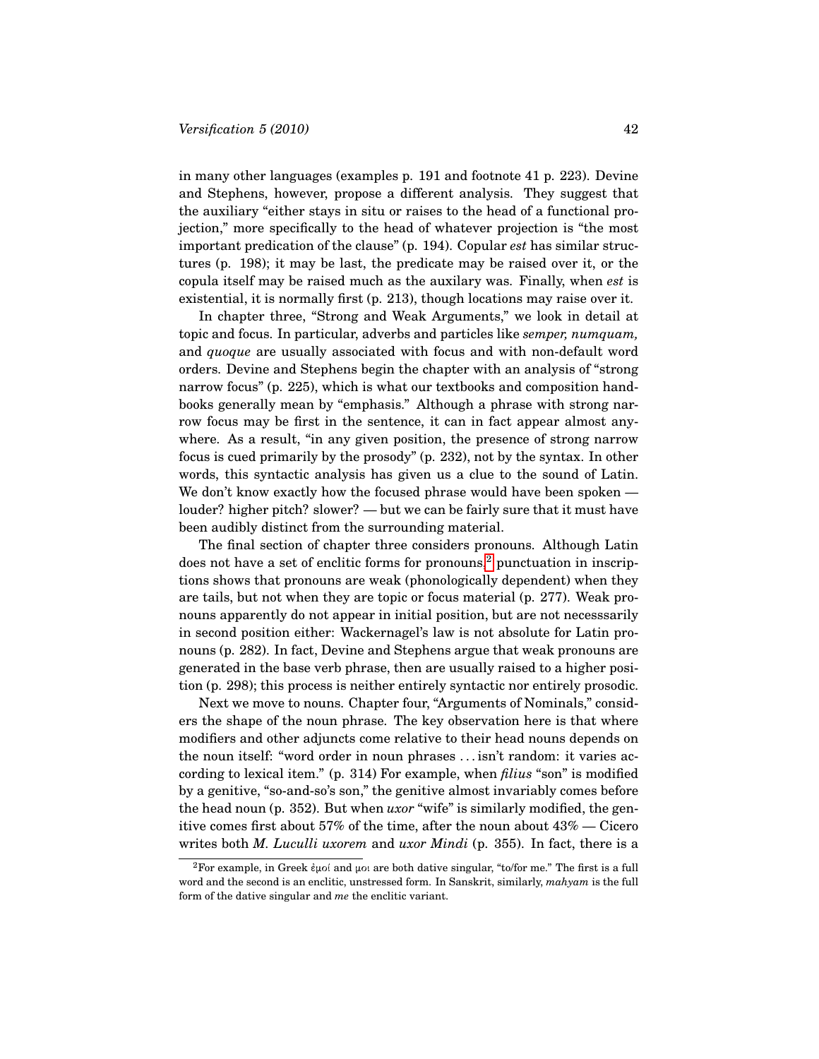in many other languages (examples p. 191 and footnote 41 p. 223). Devine and Stephens, however, propose a different analysis. They suggest that the auxiliary "either stays in situ or raises to the head of a functional projection," more specifically to the head of whatever projection is "the most important predication of the clause" (p. 194). Copular *est* has similar structures (p. 198); it may be last, the predicate may be raised over it, or the copula itself may be raised much as the auxilary was. Finally, when *est* is existential, it is normally first (p. 213), though locations may raise over it.

In chapter three, "Strong and Weak Arguments," we look in detail at topic and focus. In particular, adverbs and particles like *semper, numquam,* and *quoque* are usually associated with focus and with non-default word orders. Devine and Stephens begin the chapter with an analysis of "strong narrow focus" (p. 225), which is what our textbooks and composition handbooks generally mean by "emphasis." Although a phrase with strong narrow focus may be first in the sentence, it can in fact appear almost anywhere. As a result, "in any given position, the presence of strong narrow focus is cued primarily by the prosody" (p. 232), not by the syntax. In other words, this syntactic analysis has given us a clue to the sound of Latin. We don't know exactly how the focused phrase would have been spoken — louder? higher pitch? slower? — but we can be fairly sure that it must have been audibly distinct from the surrounding material.

The final section of chapter three considers pronouns. Although Latin does not have a set of enclitic forms for pronouns,[2] punctuation in inscriptions shows that pronouns are weak (phonologically dependent) when they are tails, but not when they are topic or focus material (p. 277). Weak pronouns apparently do not appear in initial position, but are not necesssarily in second position either: Wackernagel's law is not absolute for Latin pronouns (p. 282). In fact, Devine and Stephens argue that weak pronouns are generated in the base verb phrase, then are usually raised to a higher position (p. 298); this process is neither entirely syntactic nor entirely prosodic.

Next we move to nouns. Chapter four, "Arguments of Nominals," considers the shape of the noun phrase. The key observation here is that where modifiers and other adjuncts come relative to their head nouns depends on the noun itself: "word order in noun phrases . . . isn't random: it varies according to lexical item." (p. 314) For example, when *filius* "son" is modified by a genitive, "so-and-so's son," the genitive almost invariably comes before the head noun (p. 352). But when *uxor* "wife" is similarly modified, the genitive comes first about 57% of the time, after the noun about 43% — Cicero writes both *M. Luculli uxorem* and *uxor Mindi* (p. 355). In fact, there is a

---

[2] For example, in Greek ἐμοί and μοι are both dative singular, "to/for me." The first is a full word and the second is an enclitic, unstressed form. In Sanskrit, similarly, *mahyam* is the full form of the dative singular and *me* the enclitic variant.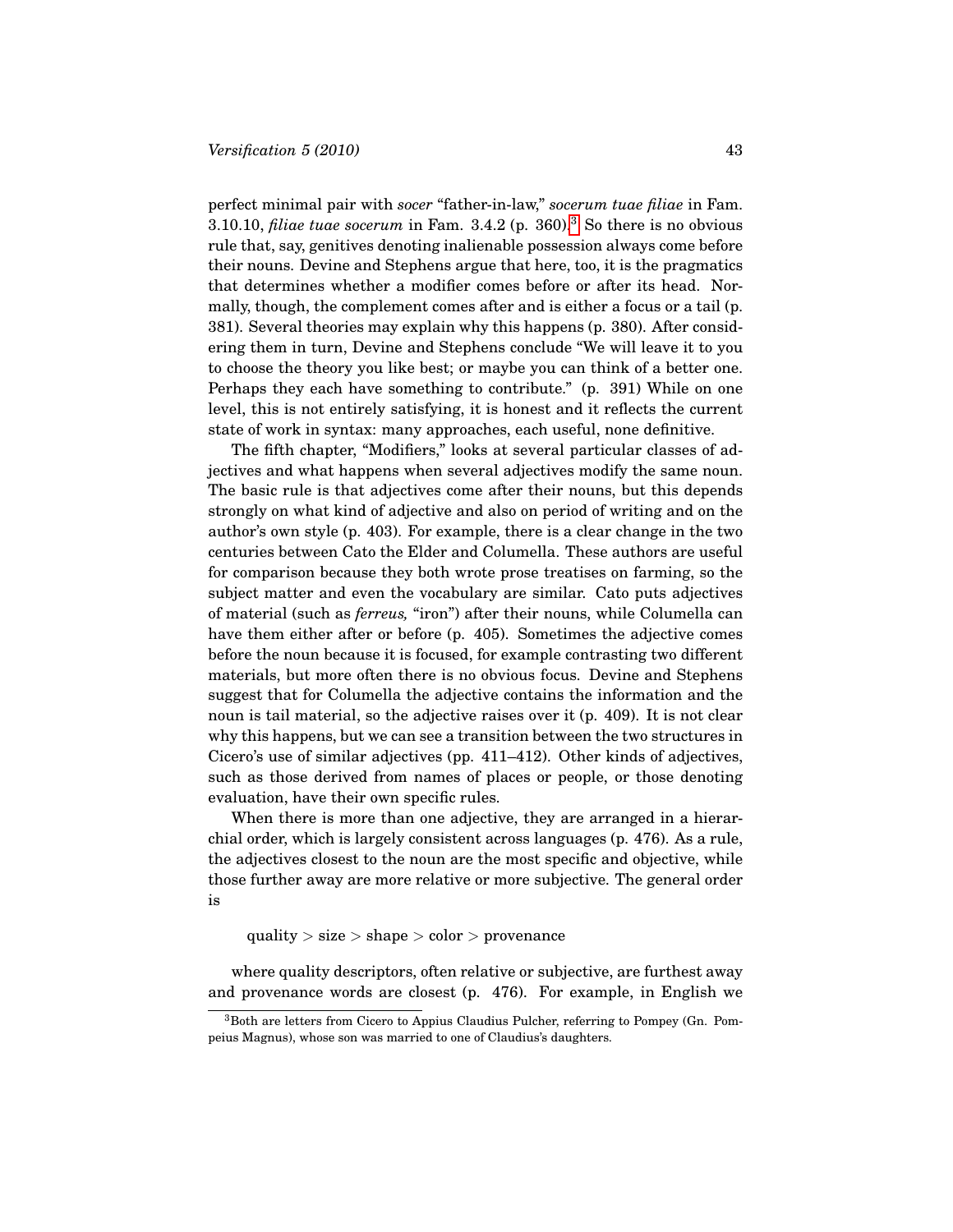perfect minimal pair with *socer* "father-in-law," *socerum tuae filiae* in Fam. 3.10.10, *filiae tuae socerum* in Fam. 3.4.2 (p. 360).[3] So there is no obvious rule that, say, genitives denoting inalienable possession always come before their nouns. Devine and Stephens argue that here, too, it is the pragmatics that determines whether a modifier comes before or after its head. Normally, though, the complement comes after and is either a focus or a tail (p. 381). Several theories may explain why this happens (p. 380). After considering them in turn, Devine and Stephens conclude "We will leave it to you to choose the theory you like best; or maybe you can think of a better one. Perhaps they each have something to contribute." (p. 391) While on one level, this is not entirely satisfying, it is honest and it reflects the current state of work in syntax: many approaches, each useful, none definitive.

The fifth chapter, "Modifiers," looks at several particular classes of adjectives and what happens when several adjectives modify the same noun. The basic rule is that adjectives come after their nouns, but this depends strongly on what kind of adjective and also on period of writing and on the author's own style (p. 403). For example, there is a clear change in the two centuries between Cato the Elder and Columella. These authors are useful for comparison because they both wrote prose treatises on farming, so the subject matter and even the vocabulary are similar. Cato puts adjectives of material (such as *ferreus,* "iron") after their nouns, while Columella can have them either after or before (p. 405). Sometimes the adjective comes before the noun because it is focused, for example contrasting two different materials, but more often there is no obvious focus. Devine and Stephens suggest that for Columella the adjective contains the information and the noun is tail material, so the adjective raises over it (p. 409). It is not clear why this happens, but we can see a transition between the two structures in Cicero's use of similar adjectives (pp. 411–412). Other kinds of adjectives, such as those derived from names of places or people, or those denoting evaluation, have their own specific rules.

When there is more than one adjective, they are arranged in a hierarchial order, which is largely consistent across languages (p. 476). As a rule, the adjectives closest to the noun are the most specific and objective, while those further away are more relative or more subjective. The general order is

quality > size > shape > color > provenance

where quality descriptors, often relative or subjective, are furthest away and provenance words are closest (p. 476). For example, in English we

[3] Both are letters from Cicero to Appius Claudius Pulcher, referring to Pompey (Gn. Pompeius Magnus), whose son was married to one of Claudius's daughters.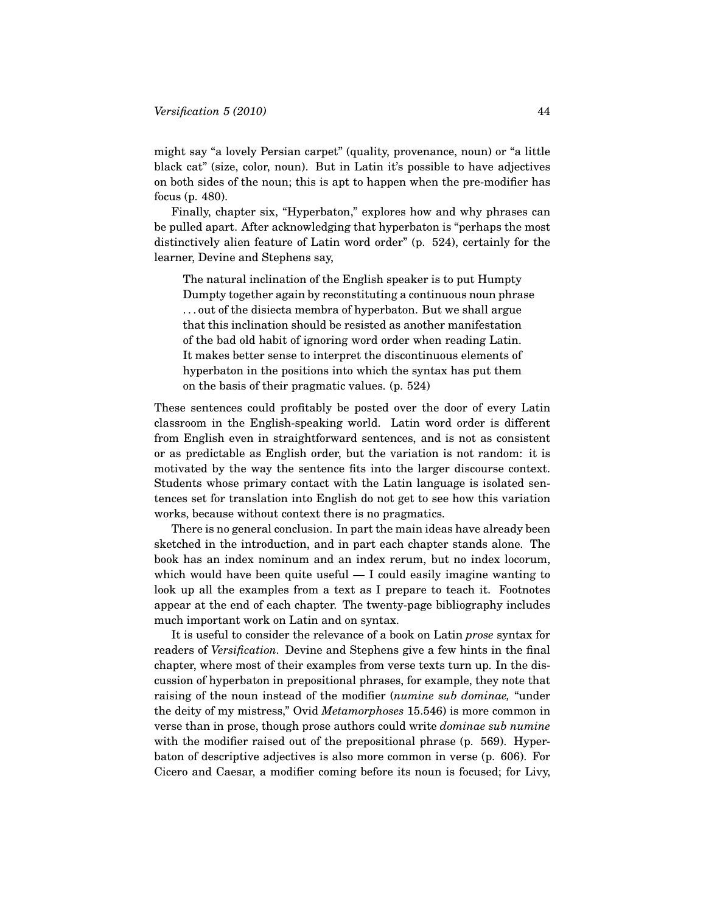might say "a lovely Persian carpet" (quality, provenance, noun) or "a little black cat" (size, color, noun). But in Latin it's possible to have adjectives on both sides of the noun; this is apt to happen when the pre-modifier has focus (p. 480).

Finally, chapter six, "Hyperbaton," explores how and why phrases can be pulled apart. After acknowledging that hyperbaton is "perhaps the most distinctively alien feature of Latin word order" (p. 524), certainly for the learner, Devine and Stephens say,

> The natural inclination of the English speaker is to put Humpty Dumpty together again by reconstituting a continuous noun phrase . . . out of the disiecta membra of hyperbaton. But we shall argue that this inclination should be resisted as another manifestation of the bad old habit of ignoring word order when reading Latin. It makes better sense to interpret the discontinuous elements of hyperbaton in the positions into which the syntax has put them on the basis of their pragmatic values. (p. 524)

These sentences could profitably be posted over the door of every Latin classroom in the English-speaking world. Latin word order is different from English even in straightforward sentences, and is not as consistent or as predictable as English order, but the variation is not random: it is motivated by the way the sentence fits into the larger discourse context. Students whose primary contact with the Latin language is isolated sentences set for translation into English do not get to see how this variation works, because without context there is no pragmatics.

There is no general conclusion. In part the main ideas have already been sketched in the introduction, and in part each chapter stands alone. The book has an index nominum and an index rerum, but no index locorum, which would have been quite useful — I could easily imagine wanting to look up all the examples from a text as I prepare to teach it. Footnotes appear at the end of each chapter. The twenty-page bibliography includes much important work on Latin and on syntax.

It is useful to consider the relevance of a book on Latin *prose* syntax for readers of *Versification*. Devine and Stephens give a few hints in the final chapter, where most of their examples from verse texts turn up. In the discussion of hyperbaton in prepositional phrases, for example, they note that raising of the noun instead of the modifier (*numine sub dominae,* "under the deity of my mistress," Ovid *Metamorphoses* 15.546) is more common in verse than in prose, though prose authors could write *dominae sub numine* with the modifier raised out of the prepositional phrase (p. 569). Hyperbaton of descriptive adjectives is also more common in verse (p. 606). For Cicero and Caesar, a modifier coming before its noun is focused; for Livy,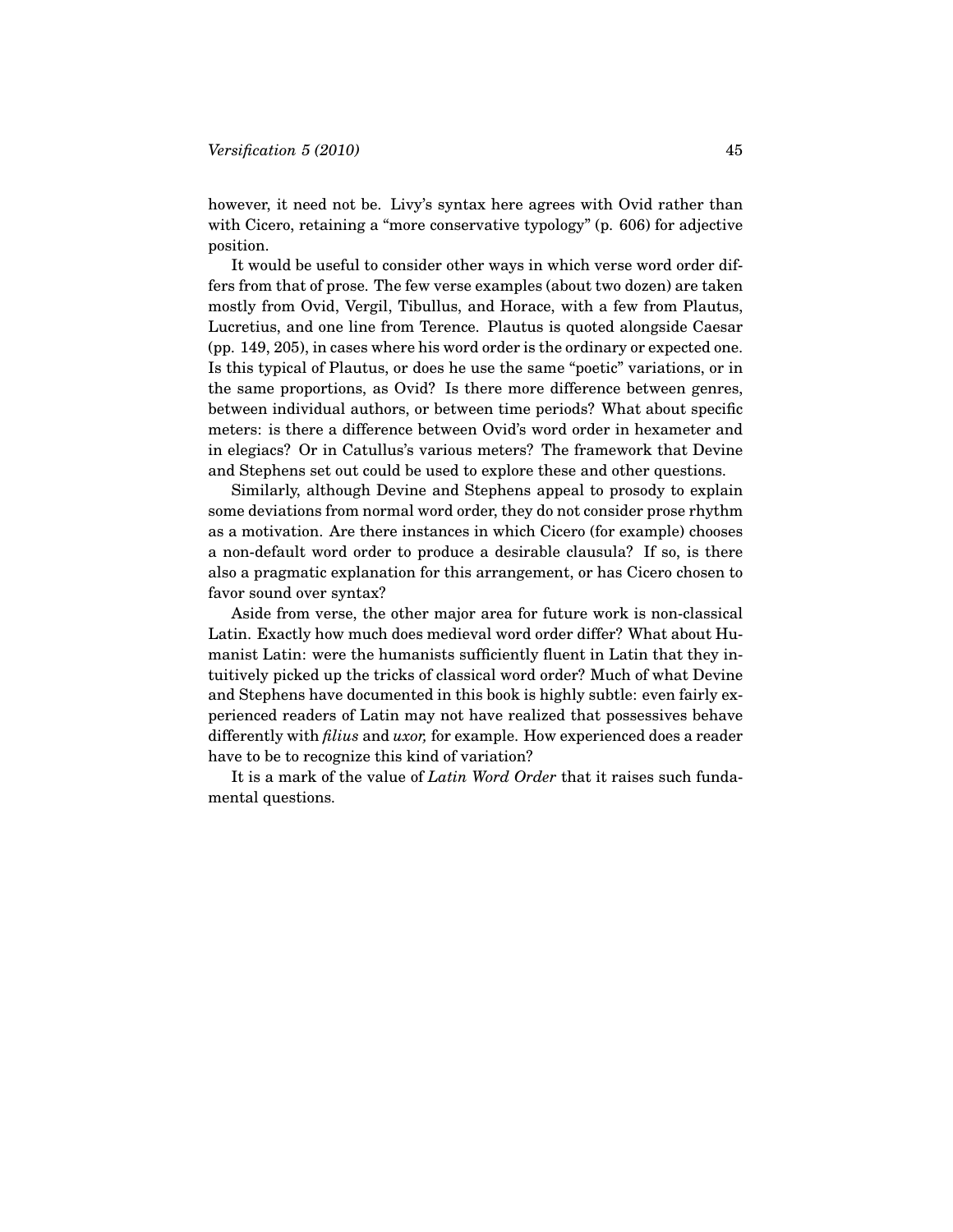however, it need not be. Livy's syntax here agrees with Ovid rather than with Cicero, retaining a "more conservative typology" (p. 606) for adjective position.

It would be useful to consider other ways in which verse word order differs from that of prose. The few verse examples (about two dozen) are taken mostly from Ovid, Vergil, Tibullus, and Horace, with a few from Plautus, Lucretius, and one line from Terence. Plautus is quoted alongside Caesar (pp. 149, 205), in cases where his word order is the ordinary or expected one. Is this typical of Plautus, or does he use the same "poetic" variations, or in the same proportions, as Ovid? Is there more difference between genres, between individual authors, or between time periods? What about specific meters: is there a difference between Ovid's word order in hexameter and in elegiacs? Or in Catullus's various meters? The framework that Devine and Stephens set out could be used to explore these and other questions.

Similarly, although Devine and Stephens appeal to prosody to explain some deviations from normal word order, they do not consider prose rhythm as a motivation. Are there instances in which Cicero (for example) chooses a non-default word order to produce a desirable clausula? If so, is there also a pragmatic explanation for this arrangement, or has Cicero chosen to favor sound over syntax?

Aside from verse, the other major area for future work is non-classical Latin. Exactly how much does medieval word order differ? What about Humanist Latin: were the humanists sufficiently fluent in Latin that they intuitively picked up the tricks of classical word order? Much of what Devine and Stephens have documented in this book is highly subtle: even fairly experienced readers of Latin may not have realized that possessives behave differently with *filius* and *uxor,* for example. How experienced does a reader have to be to recognize this kind of variation?

It is a mark of the value of *Latin Word Order* that it raises such fundamental questions.